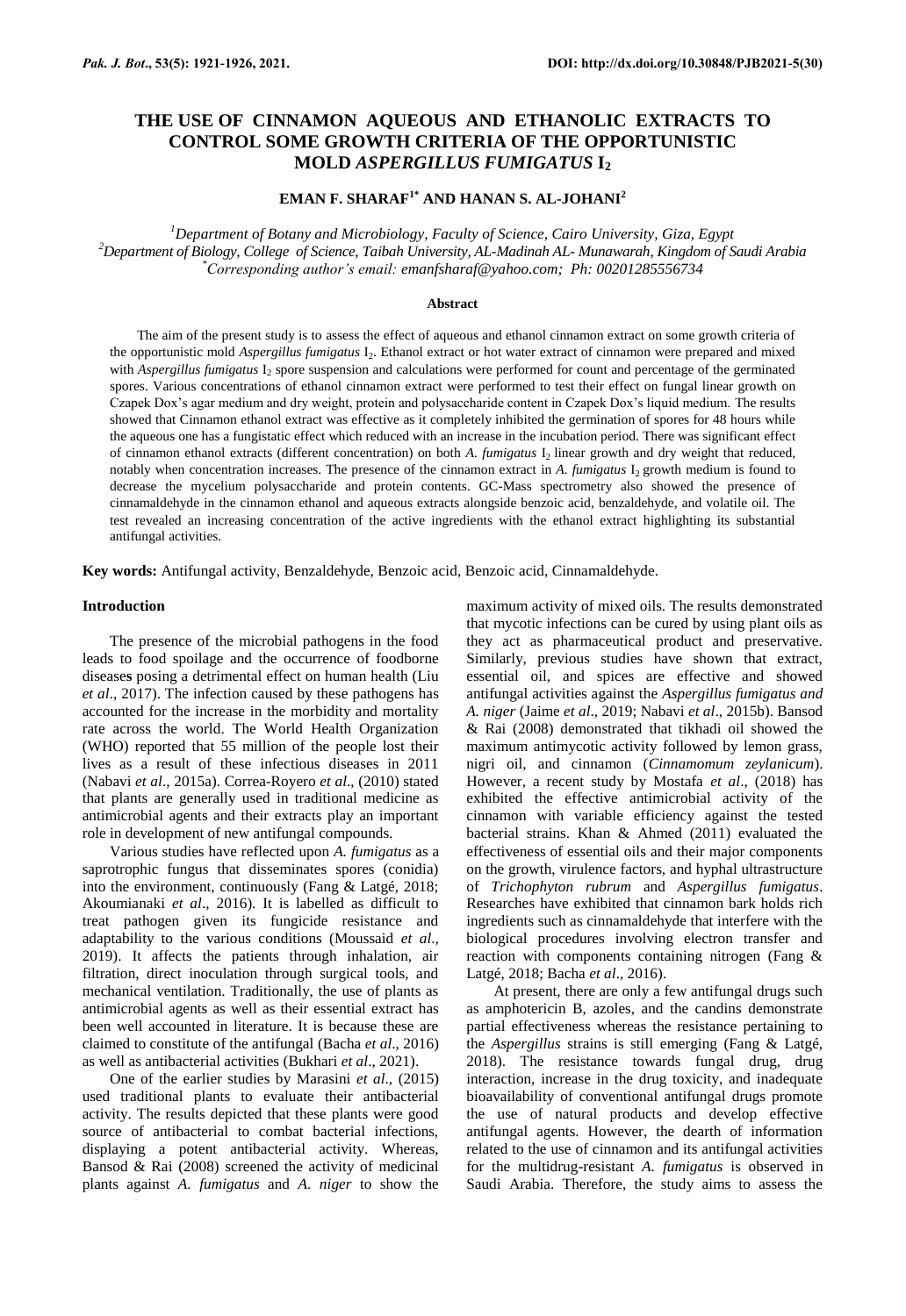# THE USE OF CINNAMON AQUEOUS AND ETHANOLIC EXTRACTS TO CONTROL SOME GROWTH CRITERIA OF THE OPPORTUNISTIC MOLD *ASPERGILLUS FUMIGATUS* $I_2$

**EMAN F. SHARAF[1*] AND HANAN S. AL-JOHANI[2]**

[1]*Department of Botany and Microbiology, Faculty of Science, Cairo University, Giza, Egypt*
[2]*Department of Biology, College of Science, Taibah University, AL-Madinah AL- Munawarah, Kingdom of Saudi Arabia*
[*]*Corresponding author's email: emanfsharaf@yahoo.com; Ph: 00201285556734*

### Abstract

The aim of the present study is to assess the effect of aqueous and ethanol cinnamon extract on some growth criteria of the opportunistic mold *Aspergillus fumigatus* $I_2$. Ethanol extract or hot water extract of cinnamon were prepared and mixed with *Aspergillus fumigatus* $I_2$ spore suspension and calculations were performed for count and percentage of the germinated spores. Various concentrations of ethanol cinnamon extract were performed to test their effect on fungal linear growth on Czapek Dox's agar medium and dry weight, protein and polysaccharide content in Czapek Dox's liquid medium. The results showed that Cinnamon ethanol extract was effective as it completely inhibited the germination of spores for 48 hours while the aqueous one has a fungistatic effect which reduced with an increase in the incubation period. There was significant effect of cinnamon ethanol extracts (different concentration) on both *A. fumigatus* $I_2$ linear growth and dry weight that reduced, notably when concentration increases. The presence of the cinnamon extract in *A. fumigatus* $I_2$ growth medium is found to decrease the mycelium polysaccharide and protein contents. GC-Mass spectrometry also showed the presence of cinnamaldehyde in the cinnamon ethanol and aqueous extracts alongside benzoic acid, benzaldehyde, and volatile oil. The test revealed an increasing concentration of the active ingredients with the ethanol extract highlighting its substantial antifungal activities.

**Key words:** Antifungal activity, Benzaldehyde, Benzoic acid, Benzoic acid, Cinnamaldehyde.

## Introduction

The presence of the microbial pathogens in the food leads to food spoilage and the occurrence of foodborne diseases posing a detrimental effect on human health (Liu *et al*., 2017). The infection caused by these pathogens has accounted for the increase in the morbidity and mortality rate across the world. The World Health Organization (WHO) reported that 55 million of the people lost their lives as a result of these infectious diseases in 2011 (Nabavi *et al*., 2015a). Correa-Royero *et al*., (2010) stated that plants are generally used in traditional medicine as antimicrobial agents and their extracts play an important role in development of new antifungal compounds.

Various studies have reflected upon *A. fumigatus* as a saprotrophic fungus that disseminates spores (conidia) into the environment, continuously (Fang & Latgé, 2018; Akoumianaki *et al*., 2016). It is labelled as difficult to treat pathogen given its fungicide resistance and adaptability to the various conditions (Moussaid *et al*., 2019). It affects the patients through inhalation, air filtration, direct inoculation through surgical tools, and mechanical ventilation. Traditionally, the use of plants as antimicrobial agents as well as their essential extract has been well accounted in literature. It is because these are claimed to constitute of the antifungal (Bacha *et al*., 2016) as well as antibacterial activities (Bukhari *et al*., 2021).

One of the earlier studies by Marasini *et al*., (2015) used traditional plants to evaluate their antibacterial activity. The results depicted that these plants were good source of antibacterial to combat bacterial infections, displaying a potent antibacterial activity. Whereas, Bansod & Rai (2008) screened the activity of medicinal plants against *A. fumigatus* and *A. niger* to show the maximum activity of mixed oils. The results demonstrated that mycotic infections can be cured by using plant oils as they act as pharmaceutical product and preservative. Similarly, previous studies have shown that extract, essential oil, and spices are effective and showed antifungal activities against the *Aspergillus fumigatus and A. niger* (Jaime *et al*., 2019; Nabavi *et al*., 2015b). Bansod & Rai (2008) demonstrated that tikhadi oil showed the maximum antimycotic activity followed by lemon grass, nigri oil, and cinnamon (*Cinnamomum zeylanicum*). However, a recent study by Mostafa *et al*., (2018) has exhibited the effective antimicrobial activity of the cinnamon with variable efficiency against the tested bacterial strains. Khan & Ahmed (2011) evaluated the effectiveness of essential oils and their major components on the growth, virulence factors, and hyphal ultrastructure of *Trichophyton rubrum* and *Aspergillus fumigatus*. Researches have exhibited that cinnamon bark holds rich ingredients such as cinnamaldehyde that interfere with the biological procedures involving electron transfer and reaction with components containing nitrogen (Fang & Latgé, 2018; Bacha *et al*., 2016).

At present, there are only a few antifungal drugs such as amphotericin B, azoles, and the candins demonstrate partial effectiveness whereas the resistance pertaining to the *Aspergillus* strains is still emerging (Fang & Latgé, 2018). The resistance towards fungal drug, drug interaction, increase in the drug toxicity, and inadequate bioavailability of conventional antifungal drugs promote the use of natural products and develop effective antifungal agents. However, the dearth of information related to the use of cinnamon and its antifungal activities for the multidrug-resistant *A. fumigatus* is observed in Saudi Arabia. Therefore, the study aims to assess the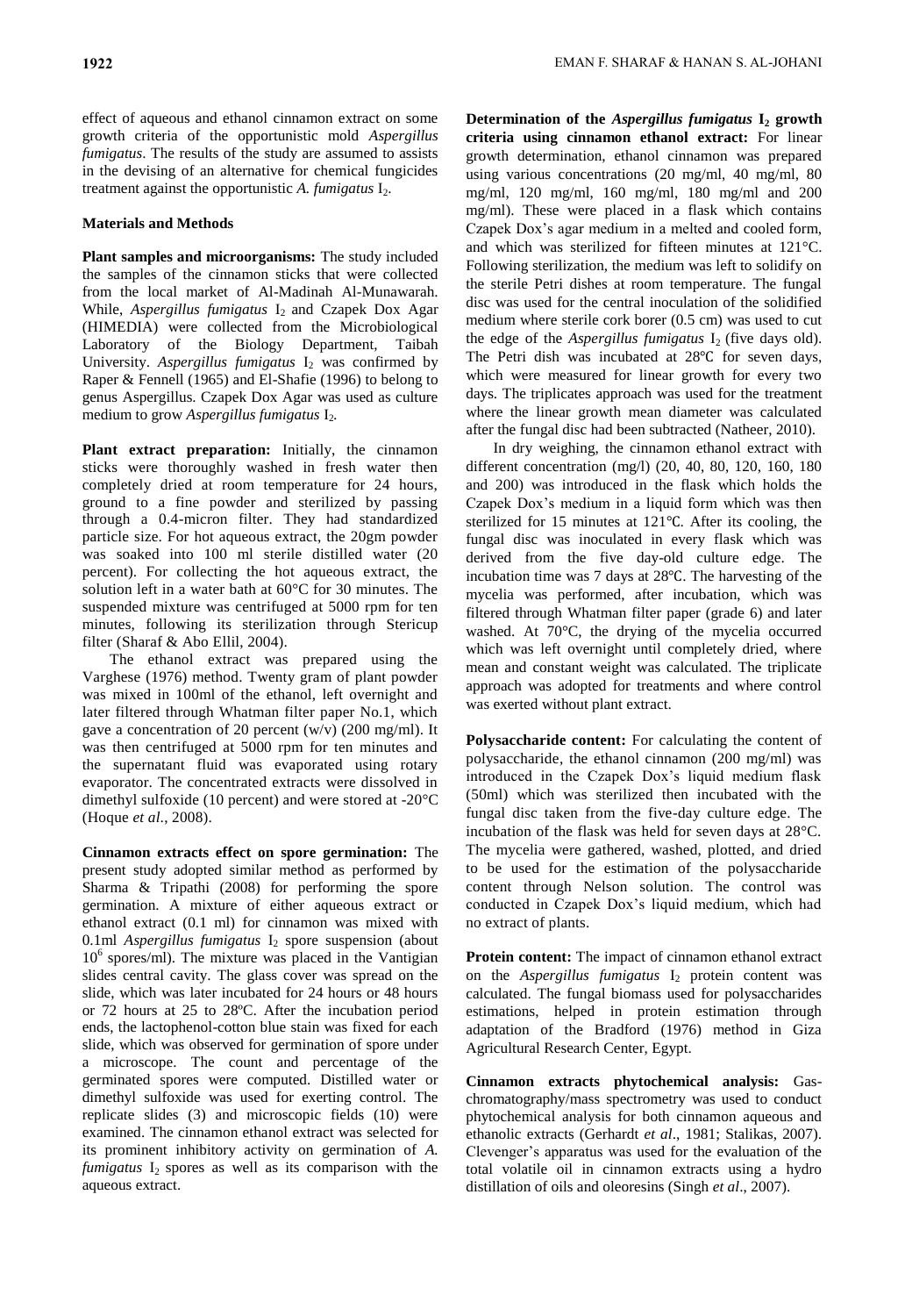effect of aqueous and ethanol cinnamon extract on some growth criteria of the opportunistic mold *Aspergillus fumigatus*. The results of the study are assumed to assists in the devising of an alternative for chemical fungicides treatment against the opportunistic *A. fumigatus* $I_2$.

## Materials and Methods

**Plant samples and microorganisms:** The study included the samples of the cinnamon sticks that were collected from the local market of Al-Madinah Al-Munawarah. While, *Aspergillus fumigatus* $I_2$ and Czapek Dox Agar (HIMEDIA) were collected from the Microbiological Laboratory of the Biology Department, Taibah University. *Aspergillus fumigatus* $I_2$ was confirmed by Raper & Fennell (1965) and El-Shafie (1996) to belong to genus Aspergillus. Czapek Dox Agar was used as culture medium to grow *Aspergillus fumigatus* $I_2$.

**Plant extract preparation:** Initially, the cinnamon sticks were thoroughly washed in fresh water then completely dried at room temperature for 24 hours, ground to a fine powder and sterilized by passing through a 0.4-micron filter. They had standardized particle size. For hot aqueous extract, the 20gm powder was soaked into 100 ml sterile distilled water (20 percent). For collecting the hot aqueous extract, the solution left in a water bath at 60°C for 30 minutes. The suspended mixture was centrifuged at 5000 rpm for ten minutes, following its sterilization through Stericup filter (Sharaf & Abo Ellil, 2004).

The ethanol extract was prepared using the Varghese (1976) method. Twenty gram of plant powder was mixed in 100ml of the ethanol, left overnight and later filtered through Whatman filter paper No.1, which gave a concentration of 20 percent (w/v) (200 mg/ml). It was then centrifuged at 5000 rpm for ten minutes and the supernatant fluid was evaporated using rotary evaporator. The concentrated extracts were dissolved in dimethyl sulfoxide (10 percent) and were stored at -20°C (Hoque *et al.*, 2008).

**Cinnamon extracts effect on spore germination:** The present study adopted similar method as performed by Sharma & Tripathi (2008) for performing the spore germination. A mixture of either aqueous extract or ethanol extract (0.1 ml) for cinnamon was mixed with 0.1ml *Aspergillus fumigatus* $I_2$ spore suspension (about $10^6$ spores/ml). The mixture was placed in the Vantigian slides central cavity. The glass cover was spread on the slide, which was later incubated for 24 hours or 48 hours or 72 hours at 25 to 28ºC. After the incubation period ends, the lactophenol-cotton blue stain was fixed for each slide, which was observed for germination of spore under a microscope. The count and percentage of the germinated spores were computed. Distilled water or dimethyl sulfoxide was used for exerting control. The replicate slides (3) and microscopic fields (10) were examined. The cinnamon ethanol extract was selected for its prominent inhibitory activity on germination of *A. fumigatus* $I_2$ spores as well as its comparison with the aqueous extract.

**Determination of the *Aspergillus fumigatus* $I_2$ growth criteria using cinnamon ethanol extract:** For linear growth determination, ethanol cinnamon was prepared using various concentrations (20 mg/ml, 40 mg/ml, 80 mg/ml, 120 mg/ml, 160 mg/ml, 180 mg/ml and 200 mg/ml). These were placed in a flask which contains Czapek Dox's agar medium in a melted and cooled form, and which was sterilized for fifteen minutes at 121°C. Following sterilization, the medium was left to solidify on the sterile Petri dishes at room temperature. The fungal disc was used for the central inoculation of the solidified medium where sterile cork borer (0.5 cm) was used to cut the edge of the *Aspergillus fumigatus* $I_2$ (five days old). The Petri dish was incubated at 28℃ for seven days, which were measured for linear growth for every two days. The triplicates approach was used for the treatment where the linear growth mean diameter was calculated after the fungal disc had been subtracted (Natheer, 2010).

In dry weighing, the cinnamon ethanol extract with different concentration (mg/l) (20, 40, 80, 120, 160, 180 and 200) was introduced in the flask which holds the Czapek Dox's medium in a liquid form which was then sterilized for 15 minutes at 121℃. After its cooling, the fungal disc was inoculated in every flask which was derived from the five day-old culture edge. The incubation time was 7 days at 28℃. The harvesting of the mycelia was performed, after incubation, which was filtered through Whatman filter paper (grade 6) and later washed. At 70°C, the drying of the mycelia occurred which was left overnight until completely dried, where mean and constant weight was calculated. The triplicate approach was adopted for treatments and where control was exerted without plant extract.

**Polysaccharide content:** For calculating the content of polysaccharide, the ethanol cinnamon (200 mg/ml) was introduced in the Czapek Dox's liquid medium flask (50ml) which was sterilized then incubated with the fungal disc taken from the five-day culture edge. The incubation of the flask was held for seven days at 28°C. The mycelia were gathered, washed, plotted, and dried to be used for the estimation of the polysaccharide content through Nelson solution. The control was conducted in Czapek Dox's liquid medium, which had no extract of plants.

**Protein content:** The impact of cinnamon ethanol extract on the *Aspergillus fumigatus* $I_2$ protein content was calculated. The fungal biomass used for polysaccharides estimations, helped in protein estimation through adaptation of the Bradford (1976) method in Giza Agricultural Research Center, Egypt.

**Cinnamon extracts phytochemical analysis:** Gas-chromatography/mass spectrometry was used to conduct phytochemical analysis for both cinnamon aqueous and ethanolic extracts (Gerhardt *et al*., 1981; Stalikas, 2007). Clevenger's apparatus was used for the evaluation of the total volatile oil in cinnamon extracts using a hydro distillation of oils and oleoresins (Singh *et al*., 2007).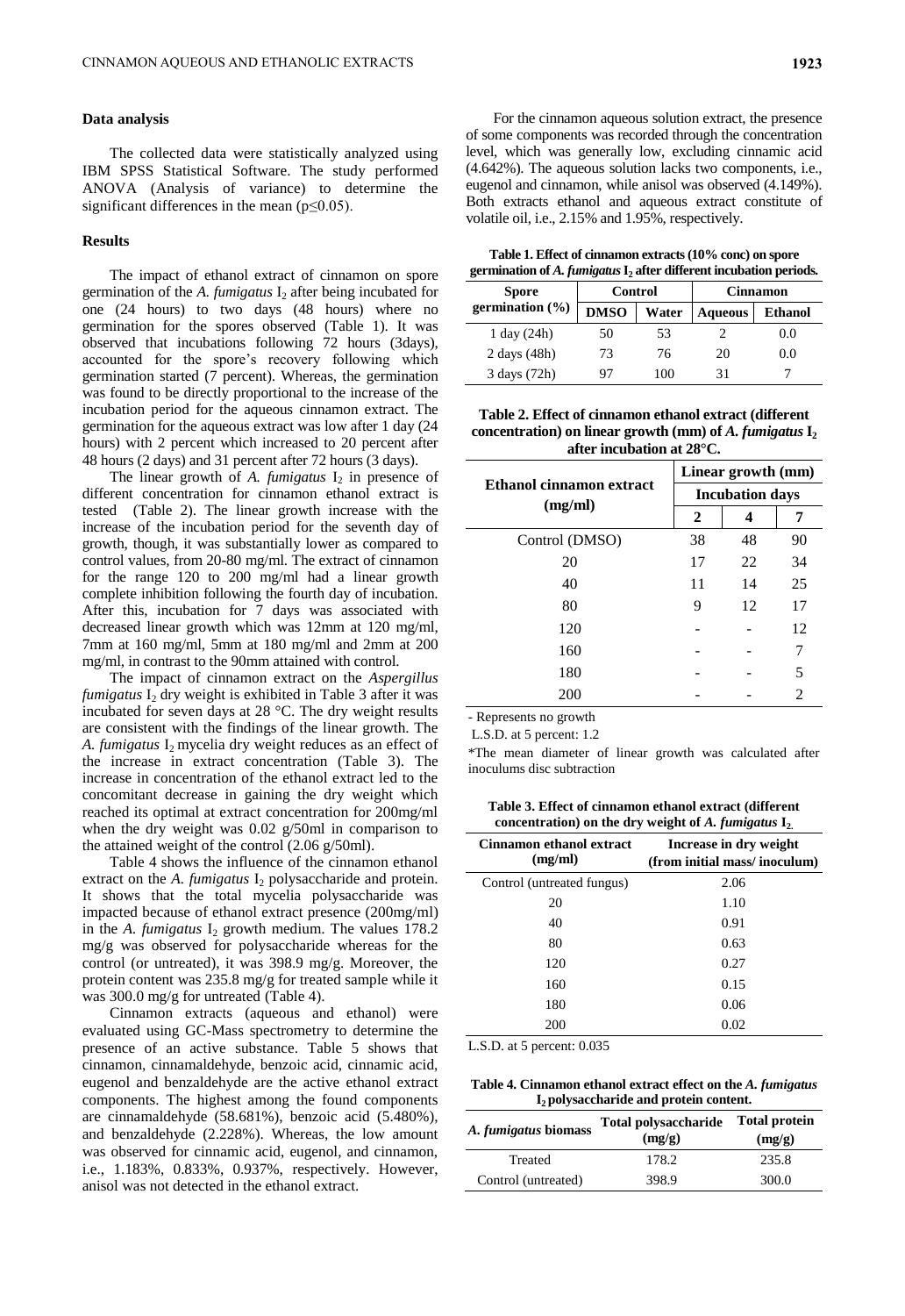### Data analysis

The collected data were statistically analyzed using IBM SPSS Statistical Software. The study performed ANOVA (Analysis of variance) to determine the significant differences in the mean ($p \leq 0.05$).

### Results

The impact of ethanol extract of cinnamon on spore germination of the *A. fumigatus* $I_2$ after being incubated for one (24 hours) to two days (48 hours) where no germination for the spores observed (Table 1). It was observed that incubations following 72 hours (3days), accounted for the spore's recovery following which germination started (7 percent). Whereas, the germination was found to be directly proportional to the increase of the incubation period for the aqueous cinnamon extract. The germination for the aqueous extract was low after 1 day (24 hours) with 2 percent which increased to 20 percent after 48 hours (2 days) and 31 percent after 72 hours (3 days).

The linear growth of *A. fumigatus* $I_2$ in presence of different concentration for cinnamon ethanol extract is tested (Table 2). The linear growth increase with the increase of the incubation period for the seventh day of growth, though, it was substantially lower as compared to control values, from 20-80 mg/ml. The extract of cinnamon for the range 120 to 200 mg/ml had a linear growth complete inhibition following the fourth day of incubation. After this, incubation for 7 days was associated with decreased linear growth which was 12mm at 120 mg/ml, 7mm at 160 mg/ml, 5mm at 180 mg/ml and 2mm at 200 mg/ml, in contrast to the 90mm attained with control.

The impact of cinnamon extract on the *Aspergillus fumigatus* $I_2$ dry weight is exhibited in Table 3 after it was incubated for seven days at 28 °C. The dry weight results are consistent with the findings of the linear growth. The *A. fumigatus* $I_2$ mycelia dry weight reduces as an effect of the increase in extract concentration (Table 3). The increase in concentration of the ethanol extract led to the concomitant decrease in gaining the dry weight which reached its optimal at extract concentration for 200mg/ml when the dry weight was 0.02 g/50ml in comparison to the attained weight of the control (2.06 g/50ml).

Table 4 shows the influence of the cinnamon ethanol extract on the *A. fumigatus* $I_2$ polysaccharide and protein. It shows that the total mycelia polysaccharide was impacted because of ethanol extract presence (200mg/ml) in the *A. fumigatus* $I_2$ growth medium. The values 178.2 mg/g was observed for polysaccharide whereas for the control (or untreated), it was 398.9 mg/g. Moreover, the protein content was 235.8 mg/g for treated sample while it was 300.0 mg/g for untreated (Table 4).

Cinnamon extracts (aqueous and ethanol) were evaluated using GC-Mass spectrometry to determine the presence of an active substance. Table 5 shows that cinnamon, cinnamaldehyde, benzoic acid, cinnamic acid, eugenol and benzaldehyde are the active ethanol extract components. The highest among the found components are cinnamaldehyde (58.681%), benzoic acid (5.480%), and benzaldehyde (2.228%). Whereas, the low amount was observed for cinnamic acid, eugenol, and cinnamon, i.e., 1.183%, 0.833%, 0.937%, respectively. However, anisol was not detected in the ethanol extract.

For the cinnamon aqueous solution extract, the presence of some components was recorded through the concentration level, which was generally low, excluding cinnamic acid (4.642%). The aqueous solution lacks two components, i.e., eugenol and cinnamon, while anisol was observed (4.149%). Both extracts ethanol and aqueous extract constitute of volatile oil, i.e., 2.15% and 1.95%, respectively.

**Table 1. Effect of cinnamon extracts (10% conc) on spore germination of *A. fumigatus* $I_2$ after different incubation periods.**

| Spore germination (%) | Control | | Cinnamon | |
|---|---|---|---|---|
| | DMSO | Water | Aqueous | Ethanol |
| 1 day (24h) | 50 | 53 | 2 | 0.0 |
| 2 days (48h) | 73 | 76 | 20 | 0.0 |
| 3 days (72h) | 97 | 100 | 31 | 7 |

**Table 2. Effect of cinnamon ethanol extract (different concentration) on linear growth (mm) of *A. fumigatus* $I_2$ after incubation at 28°C.**

| Ethanol cinnamon extract (mg/ml) | Linear growth (mm) | | |
|---|---|---|---|
| | Incubation days | | |
| | 2 | 4 | 7 |
| Control (DMSO) | 38 | 48 | 90 |
| 20 | 17 | 22 | 34 |
| 40 | 11 | 14 | 25 |
| 80 | 9 | 12 | 17 |
| 120 | - | - | 12 |
| 160 | - | - | 7 |
| 180 | - | - | 5 |
| 200 | - | - | 2 |

- Represents no growth

L.S.D. at 5 percent: 1.2

*The mean diameter of linear growth was calculated after inoculums disc subtraction

**Table 3. Effect of cinnamon ethanol extract (different concentration) on the dry weight of *A. fumigatus* $I_2$.**

| Cinnamon ethanol extract (mg/ml) | Increase in dry weight (from initial mass/ inoculum) |
|---|---|
| Control (untreated fungus) | 2.06 |
| 20 | 1.10 |
| 40 | 0.91 |
| 80 | 0.63 |
| 120 | 0.27 |
| 160 | 0.15 |
| 180 | 0.06 |
| 200 | 0.02 |

L.S.D. at 5 percent: 0.035

**Table 4. Cinnamon ethanol extract effect on the *A. fumigatus* $I_2$ polysaccharide and protein content.**

| *A. fumigatus* biomass | Total polysaccharide (mg/g) | Total protein (mg/g) |
|---|---|---|
| Treated | 178.2 | 235.8 |
| Control (untreated) | 398.9 | 300.0 |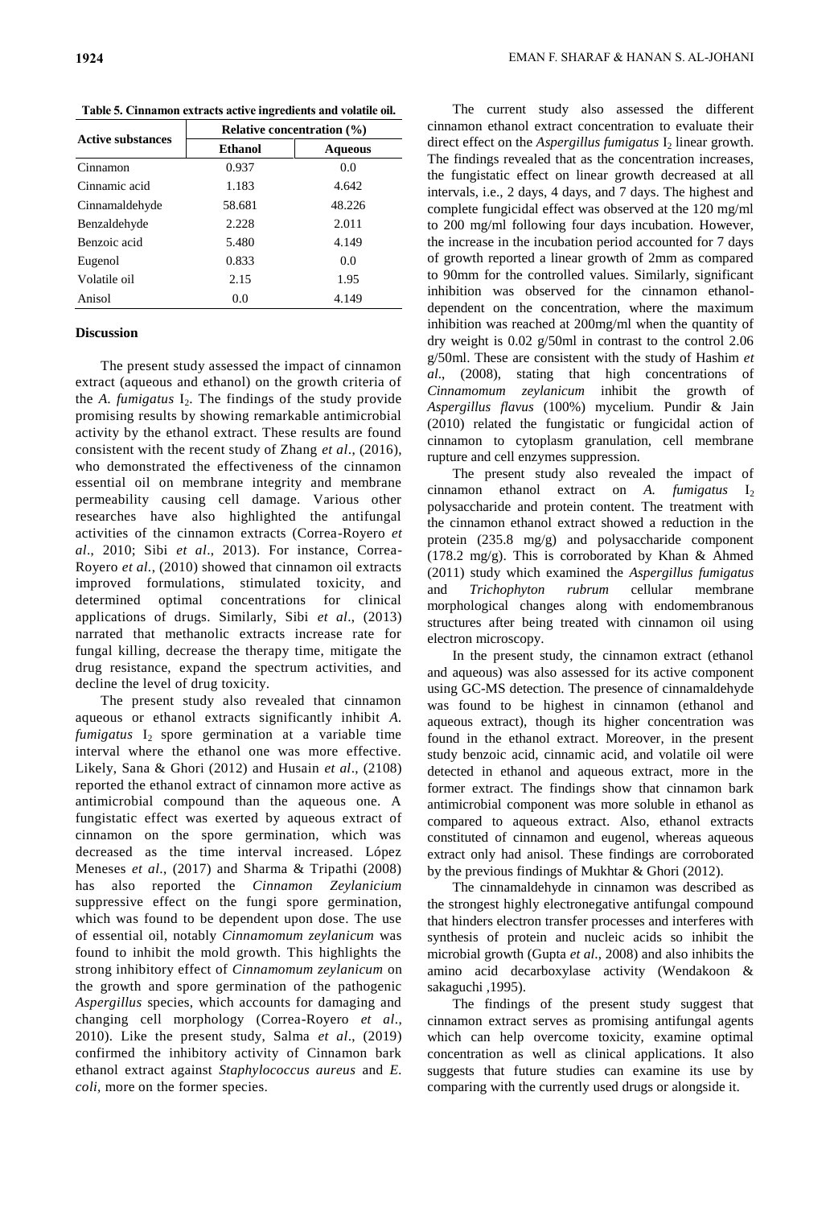**Table 5. Cinnamon extracts active ingredients and volatile oil.**

| Active substances | Relative concentration (%) | |
|---|---|---|
| | Ethanol | Aqueous |
| Cinnamon | 0.937 | 0.0 |
| Cinnamic acid | 1.183 | 4.642 |
| Cinnamaldehyde | 58.681 | 48.226 |
| Benzaldehyde | 2.228 | 2.011 |
| Benzoic acid | 5.480 | 4.149 |
| Eugenol | 0.833 | 0.0 |
| Volatile oil | 2.15 | 1.95 |
| Anisol | 0.0 | 4.149 |

## Discussion

The present study assessed the impact of cinnamon extract (aqueous and ethanol) on the growth criteria of the *A. fumigatus* $I_2$. The findings of the study provide promising results by showing remarkable antimicrobial activity by the ethanol extract. These results are found consistent with the recent study of Zhang *et al*., (2016), who demonstrated the effectiveness of the cinnamon essential oil on membrane integrity and membrane permeability causing cell damage. Various other researches have also highlighted the antifungal activities of the cinnamon extracts (Correa-Royero *et al*., 2010; Sibi *et al*., 2013). For instance, Correa-Royero *et al*., (2010) showed that cinnamon oil extracts improved formulations, stimulated toxicity, and determined optimal concentrations for clinical applications of drugs. Similarly, Sibi *et al*., (2013) narrated that methanolic extracts increase rate for fungal killing, decrease the therapy time, mitigate the drug resistance, expand the spectrum activities, and decline the level of drug toxicity.

The present study also revealed that cinnamon aqueous or ethanol extracts significantly inhibit *A. fumigatus* $I_2$ spore germination at a variable time interval where the ethanol one was more effective. Likely, Sana & Ghori (2012) and Husain *et al*., (2108) reported the ethanol extract of cinnamon more active as antimicrobial compound than the aqueous one. A fungistatic effect was exerted by aqueous extract of cinnamon on the spore germination, which was decreased as the time interval increased. López Meneses *et al*., (2017) and Sharma & Tripathi (2008) has also reported the *Cinnamon Zeylanicium* suppressive effect on the fungi spore germination, which was found to be dependent upon dose. The use of essential oil, notably *Cinnamomum zeylanicum* was found to inhibit the mold growth. This highlights the strong inhibitory effect of *Cinnamomum zeylanicum* on the growth and spore germination of the pathogenic *Aspergillus* species, which accounts for damaging and changing cell morphology (Correa-Royero *et al*., 2010). Like the present study, Salma *et al*., (2019) confirmed the inhibitory activity of Cinnamon bark ethanol extract against *Staphylococcus aureus* and *E. coli*, more on the former species.

The current study also assessed the different cinnamon ethanol extract concentration to evaluate their direct effect on the *Aspergillus fumigatus* $I_2$ linear growth. The findings revealed that as the concentration increases, the fungistatic effect on linear growth decreased at all intervals, i.e., 2 days, 4 days, and 7 days. The highest and complete fungicidal effect was observed at the 120 mg/ml to 200 mg/ml following four days incubation. However, the increase in the incubation period accounted for 7 days of growth reported a linear growth of 2mm as compared to 90mm for the controlled values. Similarly, significant inhibition was observed for the cinnamon ethanol-dependent on the concentration, where the maximum inhibition was reached at 200mg/ml when the quantity of dry weight is 0.02 g/50ml in contrast to the control 2.06 g/50ml. These are consistent with the study of Hashim *et al*., (2008), stating that high concentrations of *Cinnamomum zeylanicum* inhibit the growth of *Aspergillus flavus* (100%) mycelium. Pundir & Jain (2010) related the fungistatic or fungicidal action of cinnamon to cytoplasm granulation, cell membrane rupture and cell enzymes suppression.

The present study also revealed the impact of cinnamon ethanol extract on *A. fumigatus* $I_2$ polysaccharide and protein content. The treatment with the cinnamon ethanol extract showed a reduction in the protein (235.8 mg/g) and polysaccharide component (178.2 mg/g). This is corroborated by Khan & Ahmed (2011) study which examined the *Aspergillus fumigatus* and *Trichophyton rubrum* cellular membrane morphological changes along with endomembranous structures after being treated with cinnamon oil using electron microscopy.

In the present study, the cinnamon extract (ethanol and aqueous) was also assessed for its active component using GC-MS detection. The presence of cinnamaldehyde was found to be highest in cinnamon (ethanol and aqueous extract), though its higher concentration was found in the ethanol extract. Moreover, in the present study benzoic acid, cinnamic acid, and volatile oil were detected in ethanol and aqueous extract, more in the former extract. The findings show that cinnamon bark antimicrobial component was more soluble in ethanol as compared to aqueous extract. Also, ethanol extracts constituted of cinnamon and eugenol, whereas aqueous extract only had anisol. These findings are corroborated by the previous findings of Mukhtar & Ghori (2012).

The cinnamaldehyde in cinnamon was described as the strongest highly electronegative antifungal compound that hinders electron transfer processes and interferes with synthesis of protein and nucleic acids so inhibit the microbial growth (Gupta *et al*., 2008) and also inhibits the amino acid decarboxylase activity (Wendakoon & sakaguchi ,1995).

The findings of the present study suggest that cinnamon extract serves as promising antifungal agents which can help overcome toxicity, examine optimal concentration as well as clinical applications. It also suggests that future studies can examine its use by comparing with the currently used drugs or alongside it.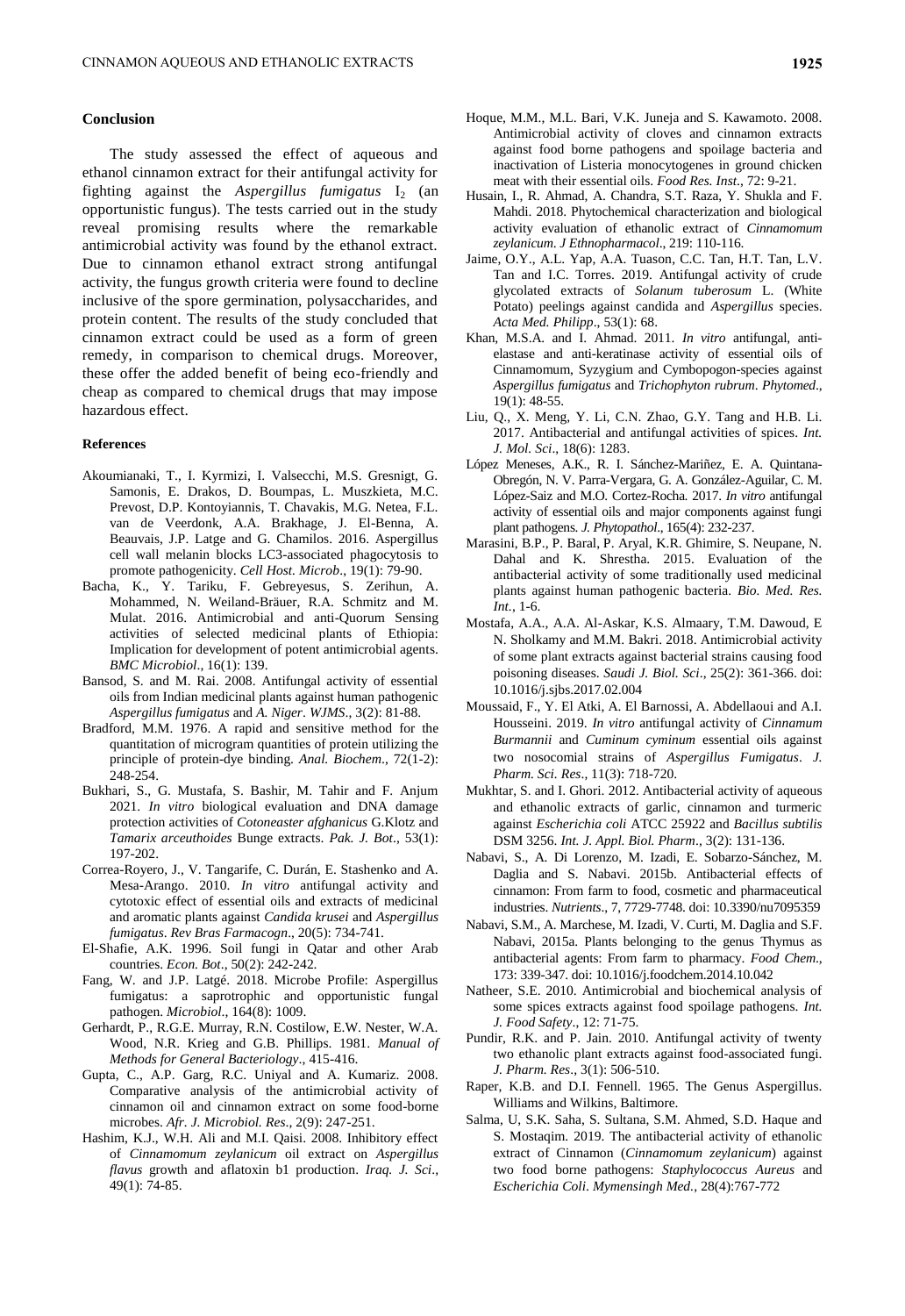## Conclusion

The study assessed the effect of aqueous and ethanol cinnamon extract for their antifungal activity for fighting against the *Aspergillus fumigatus* $I_2$ (an opportunistic fungus). The tests carried out in the study reveal promising results where the remarkable antimicrobial activity was found by the ethanol extract. Due to cinnamon ethanol extract strong antifungal activity, the fungus growth criteria were found to decline inclusive of the spore germination, polysaccharides, and protein content. The results of the study concluded that cinnamon extract could be used as a form of green remedy, in comparison to chemical drugs. Moreover, these offer the added benefit of being eco-friendly and cheap as compared to chemical drugs that may impose hazardous effect.

### References

Akoumianaki, T., I. Kyrmizi, I. Valsecchi, M.S. Gresnigt, G. Samonis, E. Drakos, D. Boumpas, L. Muszkieta, M.C. Prevost, D.P. Kontoyiannis, T. Chavakis, M.G. Netea, F.L. van de Veerdonk, A.A. Brakhage, J. El-Benna, A. Beauvais, J.P. Latge and G. Chamilos. 2016. Aspergillus cell wall melanin blocks LC3-associated phagocytosis to promote pathogenicity. *Cell Host. Microb*., 19(1): 79-90.

Bacha, K., Y. Tariku, F. Gebreyesus, S. Zerihun, A. Mohammed, N. Weiland-Bräuer, R.A. Schmitz and M. Mulat. 2016. Antimicrobial and anti-Quorum Sensing activities of selected medicinal plants of Ethiopia: Implication for development of potent antimicrobial agents. *BMC Microbiol*., 16(1): 139.

Bansod, S. and M. Rai. 2008. Antifungal activity of essential oils from Indian medicinal plants against human pathogenic *Aspergillus fumigatus* and *A. Niger*. *WJMS*., 3(2): 81-88.

Bradford, M.M. 1976. A rapid and sensitive method for the quantitation of microgram quantities of protein utilizing the principle of protein-dye binding. *Anal. Biochem*., 72(1-2): 248-254.

Bukhari, S., G. Mustafa, S. Bashir, M. Tahir and F. Anjum 2021. *In vitro* biological evaluation and DNA damage protection activities of *Cotoneaster afghanicus* G.Klotz and *Tamarix arceuthoides* Bunge extracts. *Pak. J. Bot*., 53(1): 197-202.

Correa-Royero, J., V. Tangarife, C. Durán, E. Stashenko and A. Mesa-Arango. 2010. *In vitro* antifungal activity and cytotoxic effect of essential oils and extracts of medicinal and aromatic plants against *Candida krusei* and *Aspergillus fumigatus*. *Rev Bras Farmacogn*., 20(5): 734-741.

El-Shafie, A.K. 1996. Soil fungi in Qatar and other Arab countries. *Econ. Bot*., 50(2): 242-242.

Fang, W. and J.P. Latgé. 2018. Microbe Profile: Aspergillus fumigatus: a saprotrophic and opportunistic fungal pathogen. *Microbiol*., 164(8): 1009.

Gerhardt, P., R.G.E. Murray, R.N. Costilow, E.W. Nester, W.A. Wood, N.R. Krieg and G.B. Phillips. 1981. *Manual of Methods for General Bacteriology*., 415-416.

Gupta, C., A.P. Garg, R.C. Uniyal and A. Kumariz. 2008. Comparative analysis of the antimicrobial activity of cinnamon oil and cinnamon extract on some food-borne microbes. *Afr. J. Microbiol. Res*., 2(9): 247-251.

Hashim, K.J., W.H. Ali and M.I. Qaisi. 2008. Inhibitory effect of *Cinnamomum zeylanicum* oil extract on *Aspergillus flavus* growth and aflatoxin b1 production. *Iraq. J. Sci*., 49(1): 74-85.

Hoque, M.M., M.L. Bari, V.K. Juneja and S. Kawamoto. 2008. Antimicrobial activity of cloves and cinnamon extracts against food borne pathogens and spoilage bacteria and inactivation of Listeria monocytogenes in ground chicken meat with their essential oils. *Food Res. Inst*., 72: 9-21.

Husain, I., R. Ahmad, A. Chandra, S.T. Raza, Y. Shukla and F. Mahdi. 2018. Phytochemical characterization and biological activity evaluation of ethanolic extract of *Cinnamomum zeylanicum*. *J Ethnopharmacol*., 219: 110-116.

Jaime, O.Y., A.L. Yap, A.A. Tuason, C.C. Tan, H.T. Tan, L.V. Tan and I.C. Torres. 2019. Antifungal activity of crude glycolated extracts of *Solanum tuberosum* L. (White Potato) peelings against candida and *Aspergillus* species. *Acta Med. Philipp*., 53(1): 68.

Khan, M.S.A. and I. Ahmad. 2011. *In vitro* antifungal, anti-elastase and anti-keratinase activity of essential oils of Cinnamomum, Syzygium and Cymbopogon-species against *Aspergillus fumigatus* and *Trichophyton rubrum*. *Phytomed*., 19(1): 48-55.

Liu, Q., X. Meng, Y. Li, C.N. Zhao, G.Y. Tang and H.B. Li. 2017. Antibacterial and antifungal activities of spices. *Int. J. Mol. Sci*., 18(6): 1283.

López Meneses, A.K., R. I. Sánchez-Mariñez, E. A. Quintana-Obregón, N. V. Parra-Vergara, G. A. González-Aguilar, C. M. López-Saiz and M.O. Cortez-Rocha. 2017. *In vitro* antifungal activity of essential oils and major components against fungi plant pathogens. *J. Phytopathol*., 165(4): 232-237.

Marasini, B.P., P. Baral, P. Aryal, K.R. Ghimire, S. Neupane, N. Dahal and K. Shrestha. 2015. Evaluation of the antibacterial activity of some traditionally used medicinal plants against human pathogenic bacteria. *Bio. Med. Res. Int.*, 1-6.

Mostafa, A.A., A.A. Al-Askar, K.S. Almaary, T.M. Dawoud, E N. Sholkamy and M.M. Bakri. 2018. Antimicrobial activity of some plant extracts against bacterial strains causing food poisoning diseases. *Saudi J. Biol. Sci*., 25(2): 361-366. doi: 10.1016/j.sjbs.2017.02.004

Moussaid, F., Y. El Atki, A. El Barnossi, A. Abdellaoui and A.I. Housseini. 2019. *In vitro* antifungal activity of *Cinnamum Burmannii* and *Cuminum cyminum* essential oils against two nosocomial strains of *Aspergillus Fumigatus*. *J. Pharm. Sci. Res*., 11(3): 718-720.

Mukhtar, S. and I. Ghori. 2012. Antibacterial activity of aqueous and ethanolic extracts of garlic, cinnamon and turmeric against *Escherichia coli* ATCC 25922 and *Bacillus subtilis* DSM 3256. *Int. J. Appl. Biol. Pharm*., 3(2): 131-136.

Nabavi, S., A. Di Lorenzo, M. Izadi, E. Sobarzo-Sánchez, M. Daglia and S. Nabavi. 2015b. Antibacterial effects of cinnamon: From farm to food, cosmetic and pharmaceutical industries. *Nutrients*., 7, 7729-7748. doi: 10.3390/nu7095359

Nabavi, S.M., A. Marchese, M. Izadi, V. Curti, M. Daglia and S.F. Nabavi, 2015a. Plants belonging to the genus Thymus as antibacterial agents: From farm to pharmacy. *Food Chem*., 173: 339-347. doi: 10.1016/j.foodchem.2014.10.042

Natheer, S.E. 2010. Antimicrobial and biochemical analysis of some spices extracts against food spoilage pathogens. *Int. J. Food Safety*., 12: 71-75.

Pundir, R.K. and P. Jain. 2010. Antifungal activity of twenty two ethanolic plant extracts against food-associated fungi. *J. Pharm. Res*., 3(1): 506-510.

Raper, K.B. and D.I. Fennell. 1965. The Genus Aspergillus. Williams and Wilkins, Baltimore.

Salma, U, S.K. Saha, S. Sultana, S.M. Ahmed, S.D. Haque and S. Mostaqim. 2019. The antibacterial activity of ethanolic extract of Cinnamon (*Cinnamomum zeylanicum*) against two food borne pathogens: *Staphylococcus Aureus* and *Escherichia Coli*. *Mymensingh Med.*, 28(4):767-772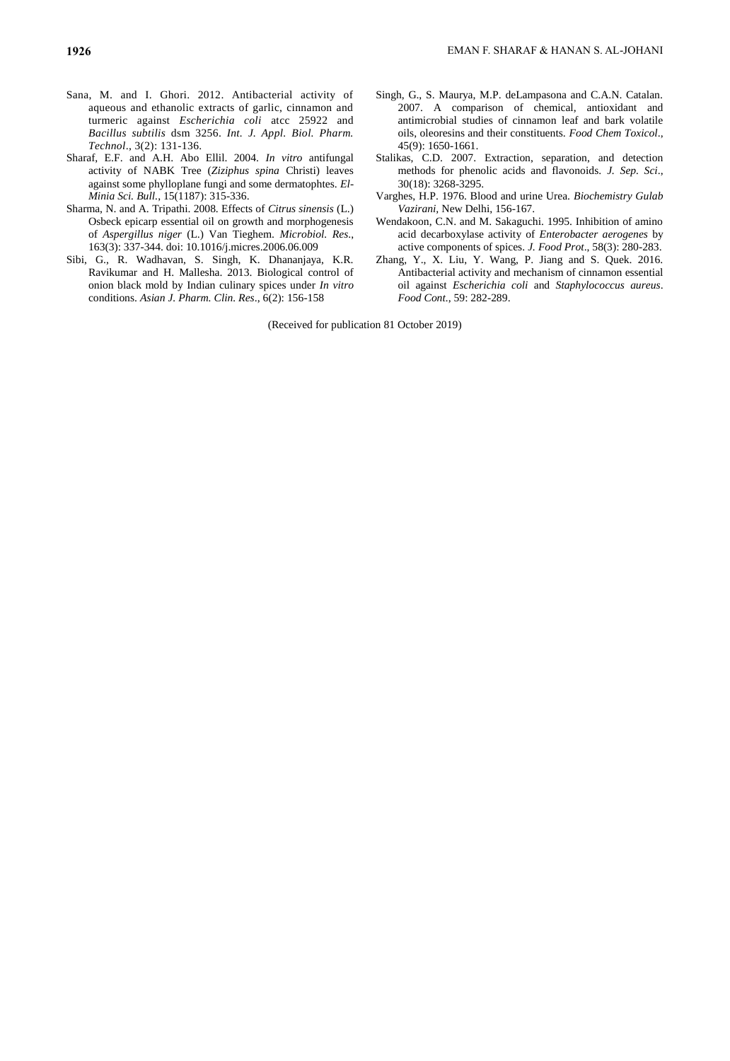Sana, M. and I. Ghori. 2012. Antibacterial activity of aqueous and ethanolic extracts of garlic, cinnamon and turmeric against *Escherichia coli* atcc 25922 and *Bacillus subtilis* dsm 3256. *Int. J. Appl. Biol. Pharm. Technol*., 3(2): 131-136.

Sharaf, E.F. and A.H. Abo Ellil. 2004. *In vitro* antifungal activity of NABK Tree (*Ziziphus spina* Christi) leaves against some phylloplane fungi and some dermatophtes. *El-Minia Sci. Bull.*, 15(1187): 315-336.

Sharma, N. and A. Tripathi. 2008. Effects of *Citrus sinensis* (L.) Osbeck epicarp essential oil on growth and morphogenesis of *Aspergillus niger* (L.) Van Tieghem. *Microbiol. Res*., 163(3): 337-344. doi: 10.1016/j.micres.2006.06.009

Sibi, G., R. Wadhavan, S. Singh, K. Dhananjaya, K.R. Ravikumar and H. Mallesha. 2013. Biological control of onion black mold by Indian culinary spices under *In vitro* conditions. *Asian J. Pharm. Clin. Res*., 6(2): 156-158

Singh, G., S. Maurya, M.P. deLampasona and C.A.N. Catalan. 2007. A comparison of chemical, antioxidant and antimicrobial studies of cinnamon leaf and bark volatile oils, oleoresins and their constituents. *Food Chem Toxicol*., 45(9): 1650-1661.

Stalikas, C.D. 2007. Extraction, separation, and detection methods for phenolic acids and flavonoids. *J. Sep. Sci*., 30(18): 3268-3295.

Varghes, H.P. 1976. Blood and urine Urea. *Biochemistry Gulab Vazirani*, New Delhi, 156-167.

Wendakoon, C.N. and M. Sakaguchi. 1995. Inhibition of amino acid decarboxylase activity of *Enterobacter aerogenes* by active components of spices. *J. Food Prot*., 58(3): 280-283.

Zhang, Y., X. Liu, Y. Wang, P. Jiang and S. Quek. 2016. Antibacterial activity and mechanism of cinnamon essential oil against *Escherichia coli* and *Staphylococcus aureus*. *Food Cont*., 59: 282-289.

(Received for publication 81 October 2019)